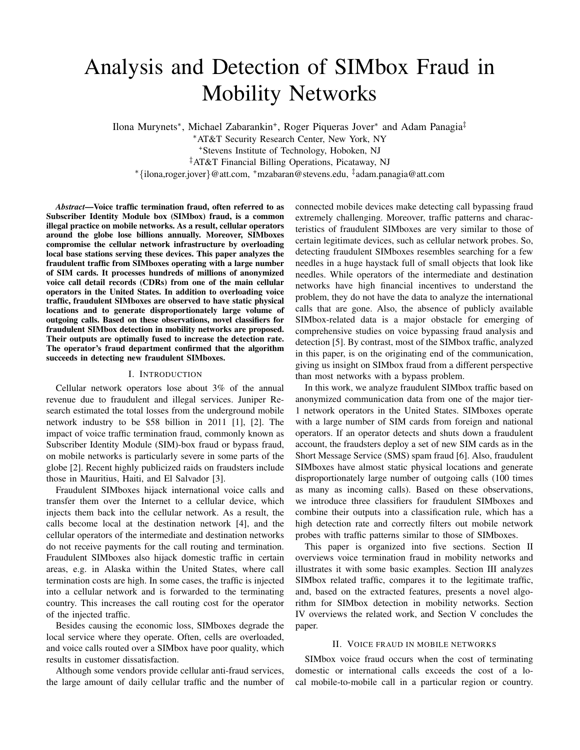# Analysis and Detection of SIMbox Fraud in Mobility Networks

Ilona Murynets*, Michael Zabarankin+, Roger Piqueras Jover* and Adam Panagia‡

*AT&T Security Research Center, New York, NY

+Stevens Institute of Technology, Hoboken, NJ

‡AT&T Financial Billing Operations, Picataway, NJ

*{ilona,roger.jover}@att.com, +mzabaran@stevens.edu, ‡adam.panagia@att.com

***Abstract*—Voice traffic termination fraud, often referred to as Subscriber Identity Module box (SIMbox) fraud, is a common illegal practice on mobile networks. As a result, cellular operators around the globe lose billions annually. Moreover, SIMboxes compromise the cellular network infrastructure by overloading local base stations serving these devices. This paper analyzes the fraudulent traffic from SIMboxes operating with a large number of SIM cards. It processes hundreds of millions of anonymized voice call detail records (CDRs) from one of the main cellular operators in the United States. In addition to overloading voice traffic, fraudulent SIMboxes are observed to have static physical locations and to generate disproportionately large volume of outgoing calls. Based on these observations, novel classifiers for fraudulent SIMbox detection in mobility networks are proposed. Their outputs are optimally fused to increase the detection rate. The operator's fraud department confirmed that the algorithm succeeds in detecting new fraudulent SIMboxes.**

## I. Introduction

Cellular network operators lose about 3% of the annual revenue due to fraudulent and illegal services. Juniper Research estimated the total losses from the underground mobile network industry to be $58 billion in 2011 [1], [2]. The impact of voice traffic termination fraud, commonly known as Subscriber Identity Module (SIM)-box fraud or bypass fraud, on mobile networks is particularly severe in some parts of the globe [2]. Recent highly publicized raids on fraudsters include those in Mauritius, Haiti, and El Salvador [3].

Fraudulent SIMboxes hijack international voice calls and transfer them over the Internet to a cellular device, which injects them back into the cellular network. As a result, the calls become local at the destination network [4], and the cellular operators of the intermediate and destination networks do not receive payments for the call routing and termination. Fraudulent SIMboxes also hijack domestic traffic in certain areas, e.g. in Alaska within the United States, where call termination costs are high. In some cases, the traffic is injected into a cellular network and is forwarded to the terminating country. This increases the call routing cost for the operator of the injected traffic.

Besides causing the economic loss, SIMboxes degrade the local service where they operate. Often, cells are overloaded, and voice calls routed over a SIMbox have poor quality, which results in customer dissatisfaction.

Although some vendors provide cellular anti-fraud services, the large amount of daily cellular traffic and the number of connected mobile devices make detecting call bypassing fraud extremely challenging. Moreover, traffic patterns and characteristics of fraudulent SIMboxes are very similar to those of certain legitimate devices, such as cellular network probes. So, detecting fraudulent SIMboxes resembles searching for a few needles in a huge haystack full of small objects that look like needles. While operators of the intermediate and destination networks have high financial incentives to understand the problem, they do not have the data to analyze the international calls that are gone. Also, the absence of publicly available SIMbox-related data is a major obstacle for emerging of comprehensive studies on voice bypassing fraud analysis and detection [5]. By contrast, most of the SIMbox traffic, analyzed in this paper, is on the originating end of the communication, giving us insight on SIMbox fraud from a different perspective than most networks with a bypass problem.

In this work, we analyze fraudulent SIMbox traffic based on anonymized communication data from one of the major tier-1 network operators in the United States. SIMboxes operate with a large number of SIM cards from foreign and national operators. If an operator detects and shuts down a fraudulent account, the fraudsters deploy a set of new SIM cards as in the Short Message Service (SMS) spam fraud [6]. Also, fraudulent SIMboxes have almost static physical locations and generate disproportionately large number of outgoing calls (100 times as many as incoming calls). Based on these observations, we introduce three classifiers for fraudulent SIMboxes and combine their outputs into a classification rule, which has a high detection rate and correctly filters out mobile network probes with traffic patterns similar to those of SIMboxes.

This paper is organized into five sections. Section II overviews voice termination fraud in mobility networks and illustrates it with some basic examples. Section III analyzes SIMbox related traffic, compares it to the legitimate traffic, and, based on the extracted features, presents a novel algorithm for SIMbox detection in mobility networks. Section IV overviews the related work, and Section V concludes the paper.

## II. Voice fraud in mobile networks

SIMbox voice fraud occurs when the cost of terminating domestic or international calls exceeds the cost of a local mobile-to-mobile call in a particular region or country.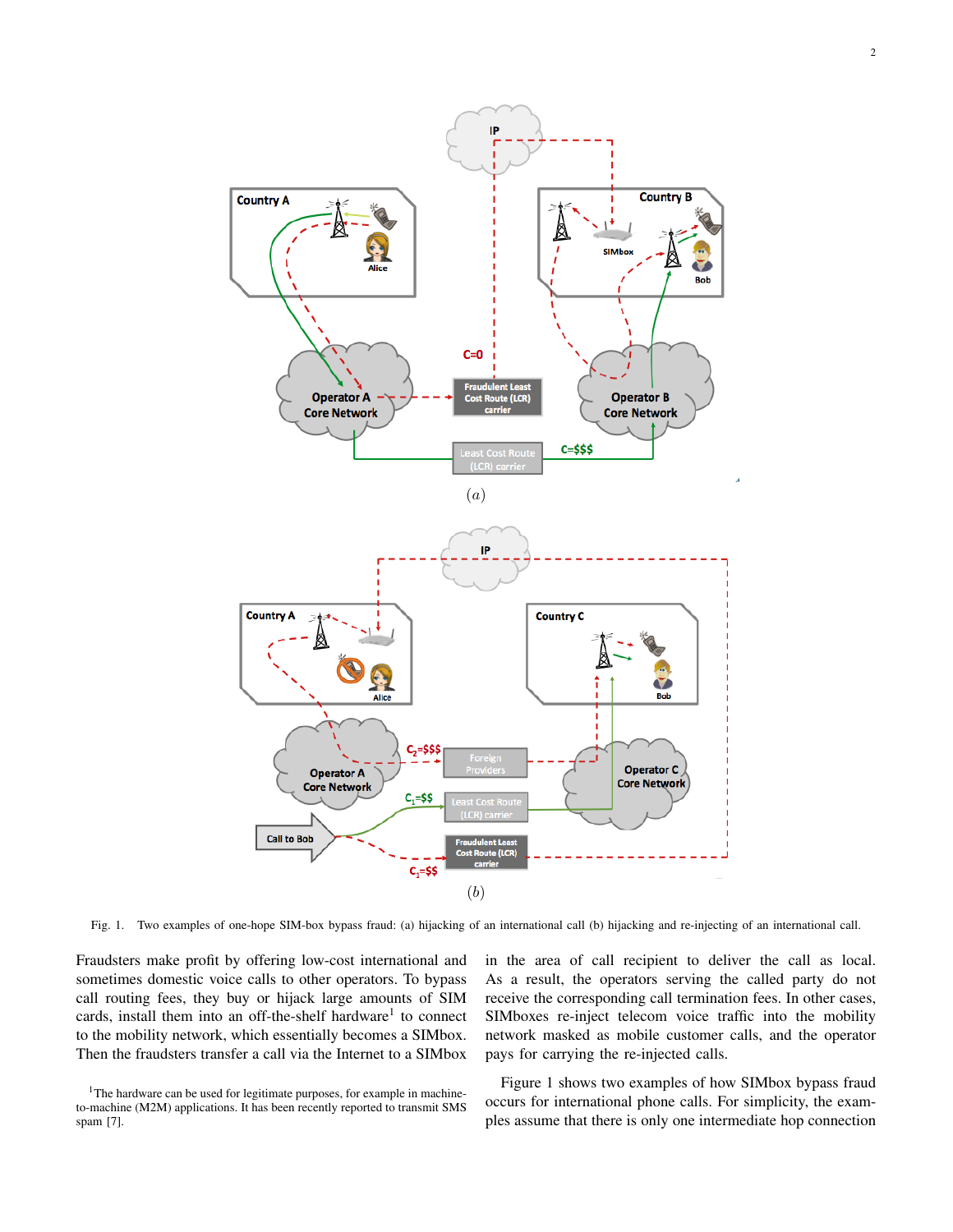IP

Country A

Alice

Country B

SIMbox

Bob

C=0

Fraudulent Least Cost Route (LCR) carrier

Operator A Core Network

Operator B Core Network

Least Cost Route (LCR) carrier

C=$$$

(a)

IP

Country A

Alice

Country C

Bob

$C_2$=$$$

Foreign Providers

Operator A Core Network

Operator C Core Network

$C_1$=$$

Least Cost Route (LCR) carrier

Call to Bob

Fraudulent Least Cost Route (LCR) carrier

$C_1$=$$

(b)

Fig. 1. Two examples of one-hope SIM-box bypass fraud: (a) hijacking of an international call (b) hijacking and re-injecting of an international call.

Fraudsters make profit by offering low-cost international and sometimes domestic voice calls to other operators. To bypass call routing fees, they buy or hijack large amounts of SIM cards, install them into an off-the-shelf hardware[1] to connect to the mobility network, which essentially becomes a SIMbox. Then the fraudsters transfer a call via the Internet to a SIMbox in the area of call recipient to deliver the call as local. As a result, the operators serving the called party do not receive the corresponding call termination fees. In other cases, SIMboxes re-inject telecom voice traffic into the mobility network masked as mobile customer calls, and the operator pays for carrying the re-injected calls.

Figure 1 shows two examples of how SIMbox bypass fraud occurs for international phone calls. For simplicity, the examples assume that there is only one intermediate hop connection

[1]The hardware can be used for legitimate purposes, for example in machine-to-machine (M2M) applications. It has been recently reported to transmit SMS spam [7].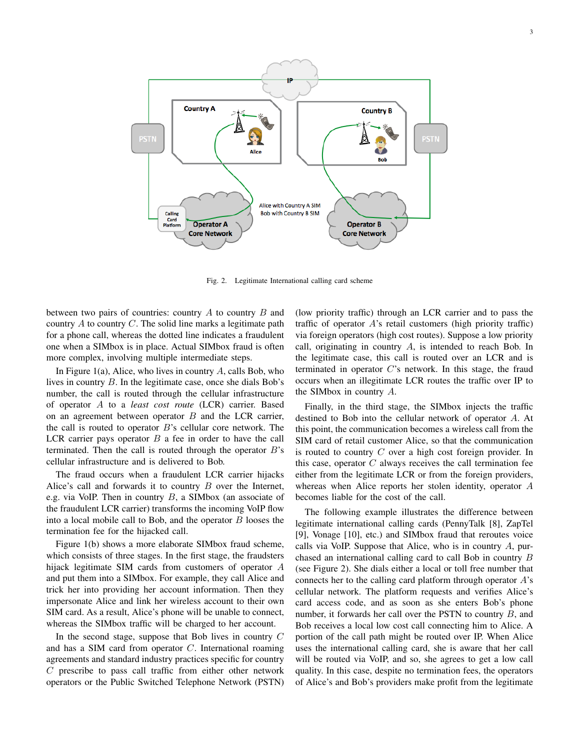Fig. 2. Legitimate International calling card scheme

between two pairs of countries: country $A$ to country $B$ and country $A$ to country $C$. The solid line marks a legitimate path for a phone call, whereas the dotted line indicates a fraudulent one when a SIMbox is in place. Actual SIMbox fraud is often more complex, involving multiple intermediate steps.

In Figure 1(a), Alice, who lives in country $A$, calls Bob, who lives in country $B$. In the legitimate case, once she dials Bob's number, the call is routed through the cellular infrastructure of operator $A$ to a *least cost route* (LCR) carrier. Based on an agreement between operator $B$ and the LCR carrier, the call is routed to operator $B$'s cellular core network. The LCR carrier pays operator $B$ a fee in order to have the call terminated. Then the call is routed through the operator $B$'s cellular infrastructure and is delivered to Bob.

The fraud occurs when a fraudulent LCR carrier hijacks Alice's call and forwards it to country $B$ over the Internet, e.g. via VoIP. Then in country $B$, a SIMbox (an associate of the fraudulent LCR carrier) transforms the incoming VoIP flow into a local mobile call to Bob, and the operator $B$ looses the termination fee for the hijacked call.

Figure 1(b) shows a more elaborate SIMbox fraud scheme, which consists of three stages. In the first stage, the fraudsters hijack legitimate SIM cards from customers of operator $A$ and put them into a SIMbox. For example, they call Alice and trick her into providing her account information. Then they impersonate Alice and link her wireless account to their own SIM card. As a result, Alice's phone will be unable to connect, whereas the SIMbox traffic will be charged to her account.

In the second stage, suppose that Bob lives in country $C$ and has a SIM card from operator $C$. International roaming agreements and standard industry practices specific for country $C$ prescribe to pass call traffic from either other network operators or the Public Switched Telephone Network (PSTN) (low priority traffic) through an LCR carrier and to pass the traffic of operator $A$'s retail customers (high priority traffic) via foreign operators (high cost routes). Suppose a low priority call, originating in country $A$, is intended to reach Bob. In the legitimate case, this call is routed over an LCR and is terminated in operator $C$'s network. In this stage, the fraud occurs when an illegitimate LCR routes the traffic over IP to the SIMbox in country $A$.

Finally, in the third stage, the SIMbox injects the traffic destined to Bob into the cellular network of operator $A$. At this point, the communication becomes a wireless call from the SIM card of retail customer Alice, so that the communication is routed to country $C$ over a high cost foreign provider. In this case, operator $C$ always receives the call termination fee either from the legitimate LCR or from the foreign providers, whereas when Alice reports her stolen identity, operator $A$ becomes liable for the cost of the call.

The following example illustrates the difference between legitimate international calling cards (PennyTalk [8], ZapTel [9], Vonage [10], etc.) and SIMbox fraud that reroutes voice calls via VoIP. Suppose that Alice, who is in country $A$, purchased an international calling card to call Bob in country $B$ (see Figure 2). She dials either a local or toll free number that connects her to the calling card platform through operator $A$'s cellular network. The platform requests and verifies Alice's card access code, and as soon as she enters Bob's phone number, it forwards her call over the PSTN to country $B$, and Bob receives a local low cost call connecting him to Alice. A portion of the call path might be routed over IP. When Alice uses the international calling card, she is aware that her call will be routed via VoIP, and so, she agrees to get a low call quality. In this case, despite no termination fees, the operators of Alice's and Bob's providers make profit from the legitimate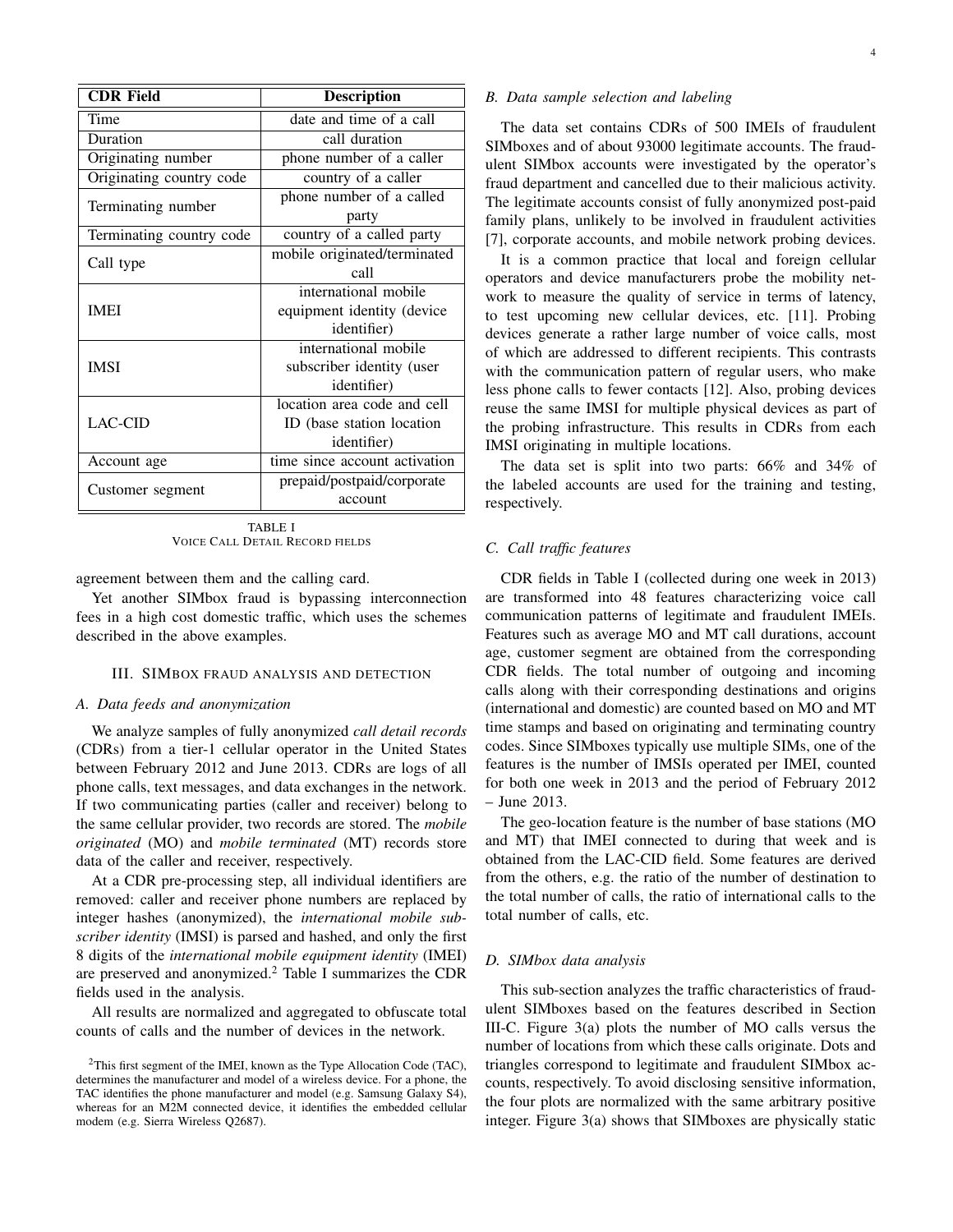| CDR Field | Description |
|---|---|
| Time | date and time of a call |
| Duration | call duration |
| Originating number | phone number of a caller |
| Originating country code | country of a caller |
| Terminating number | phone number of a called party |
| Terminating country code | country of a called party |
| Call type | mobile originated/terminated call |
| IMEI | international mobile equipment identity (device identifier) |
| IMSI | international mobile subscriber identity (user identifier) |
| LAC-CID | location area code and cell ID (base station location identifier) |
| Account age | time since account activation |
| Customer segment | prepaid/postpaid/corporate account |

TABLE I
VOICE CALL DETAIL RECORD FIELDS

agreement between them and the calling card.

Yet another SIMbox fraud is bypassing interconnection fees in a high cost domestic traffic, which uses the schemes described in the above examples.

## III. SIMBOX FRAUD ANALYSIS AND DETECTION

### A. Data feeds and anonymization

We analyze samples of fully anonymized *call detail records* (CDRs) from a tier-1 cellular operator in the United States between February 2012 and June 2013. CDRs are logs of all phone calls, text messages, and data exchanges in the network. If two communicating parties (caller and receiver) belong to the same cellular provider, two records are stored. The *mobile originated* (MO) and *mobile terminated* (MT) records store data of the caller and receiver, respectively.

At a CDR pre-processing step, all individual identifiers are removed: caller and receiver phone numbers are replaced by integer hashes (anonymized), the *international mobile subscriber identity* (IMSI) is parsed and hashed, and only the first 8 digits of the *international mobile equipment identity* (IMEI) are preserved and anonymized.[2] Table I summarizes the CDR fields used in the analysis.

All results are normalized and aggregated to obfuscate total counts of calls and the number of devices in the network.

[2]This first segment of the IMEI, known as the Type Allocation Code (TAC), determines the manufacturer and model of a wireless device. For a phone, the TAC identifies the phone manufacturer and model (e.g. Samsung Galaxy S4), whereas for an M2M connected device, it identifies the embedded cellular modem (e.g. Sierra Wireless Q2687).

### B. Data sample selection and labeling

The data set contains CDRs of 500 IMEIs of fraudulent SIMboxes and of about 93000 legitimate accounts. The fraudulent SIMbox accounts were investigated by the operator's fraud department and cancelled due to their malicious activity. The legitimate accounts consist of fully anonymized post-paid family plans, unlikely to be involved in fraudulent activities [7], corporate accounts, and mobile network probing devices.

It is a common practice that local and foreign cellular operators and device manufacturers probe the mobility network to measure the quality of service in terms of latency, to test upcoming new cellular devices, etc. [11]. Probing devices generate a rather large number of voice calls, most of which are addressed to different recipients. This contrasts with the communication pattern of regular users, who make less phone calls to fewer contacts [12]. Also, probing devices reuse the same IMSI for multiple physical devices as part of the probing infrastructure. This results in CDRs from each IMSI originating in multiple locations.

The data set is split into two parts: 66% and 34% of the labeled accounts are used for the training and testing, respectively.

### C. Call traffic features

CDR fields in Table I (collected during one week in 2013) are transformed into 48 features characterizing voice call communication patterns of legitimate and fraudulent IMEIs. Features such as average MO and MT call durations, account age, customer segment are obtained from the corresponding CDR fields. The total number of outgoing and incoming calls along with their corresponding destinations and origins (international and domestic) are counted based on MO and MT time stamps and based on originating and terminating country codes. Since SIMboxes typically use multiple SIMs, one of the features is the number of IMSIs operated per IMEI, counted for both one week in 2013 and the period of February 2012 – June 2013.

The geo-location feature is the number of base stations (MO and MT) that IMEI connected to during that week and is obtained from the LAC-CID field. Some features are derived from the others, e.g. the ratio of the number of destination to the total number of calls, the ratio of international calls to the total number of calls, etc.

### D. SIMbox data analysis

This sub-section analyzes the traffic characteristics of fraudulent SIMboxes based on the features described in Section III-C. Figure 3(a) plots the number of MO calls versus the number of locations from which these calls originate. Dots and triangles correspond to legitimate and fraudulent SIMbox accounts, respectively. To avoid disclosing sensitive information, the four plots are normalized with the same arbitrary positive integer. Figure 3(a) shows that SIMboxes are physically static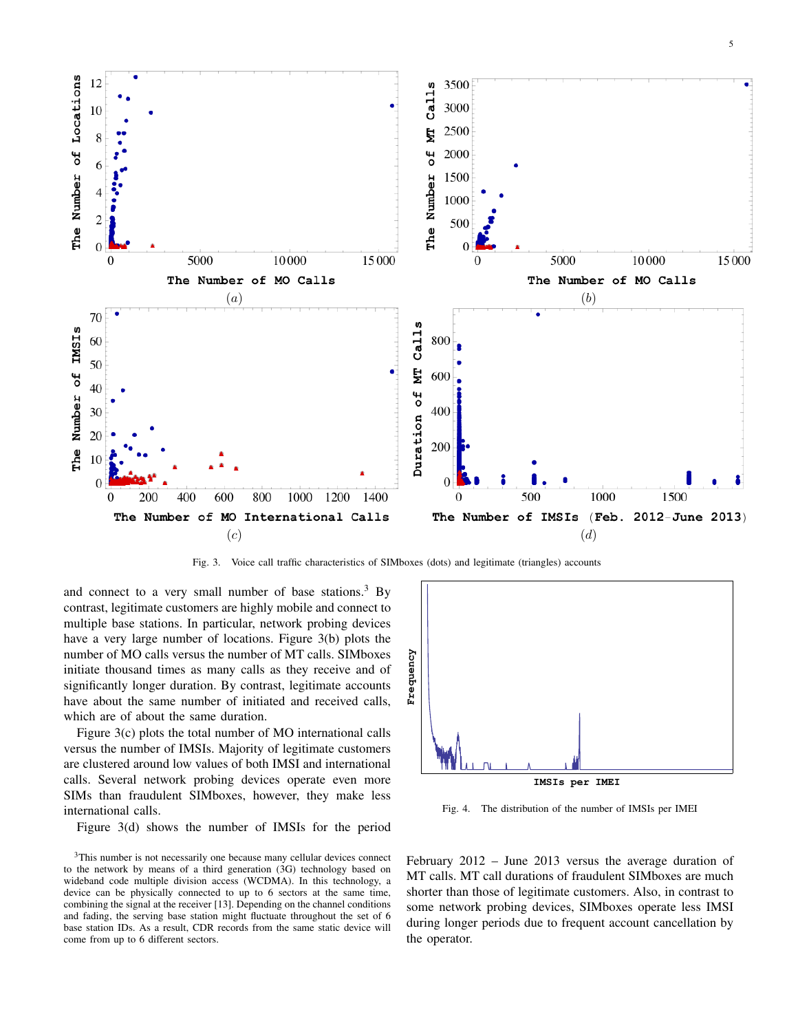The Number of Locations

12
10
8
6
4
2
0

0 5000 10000 15000

The Number of MO Calls

(a)

The Number of MT Calls

3500
3000
2500
2000
1500
1000
500
0

0 5000 10000 15000

The Number of MO Calls

(b)

The Number of IMSIs

70
60
50
40
30
20
10
0

0 200 400 600 800 1000 1200 1400

The Number of MO International Calls

(c)

Duration of MT Calls

800
600
400
200
0

0 500 1000 1500

The Number of IMSIs (Feb. 2012–June 2013)

(d)

Fig. 3. Voice call traffic characteristics of SIMboxes (dots) and legitimate (triangles) accounts

and connect to a very small number of base stations.[3] By contrast, legitimate customers are highly mobile and connect to multiple base stations. In particular, network probing devices have a very large number of locations. Figure 3(b) plots the number of MO calls versus the number of MT calls. SIMboxes initiate thousand times as many calls as they receive and of significantly longer duration. By contrast, legitimate accounts have about the same number of initiated and received calls, which are of about the same duration.

Figure 3(c) plots the total number of MO international calls versus the number of IMSIs. Majority of legitimate customers are clustered around low values of both IMSI and international calls. Several network probing devices operate even more SIMs than fraudulent SIMboxes, however, they make less international calls.

Figure 3(d) shows the number of IMSIs for the period February 2012 – June 2013 versus the average duration of MT calls. MT call durations of fraudulent SIMboxes are much shorter than those of legitimate customers. Also, in contrast to some network probing devices, SIMboxes operate less IMSI during longer periods due to frequent account cancellation by the operator.

Frequency

IMSIs per IMEI

Fig. 4. The distribution of the number of IMSIs per IMEI

[3]This number is not necessarily one because many cellular devices connect to the network by means of a third generation (3G) technology based on wideband code multiple division access (WCDMA). In this technology, a device can be physically connected to up to 6 sectors at the same time, combining the signal at the receiver [13]. Depending on the channel conditions and fading, the serving base station might fluctuate throughout the set of 6 base station IDs. As a result, CDR records from the same static device will come from up to 6 different sectors.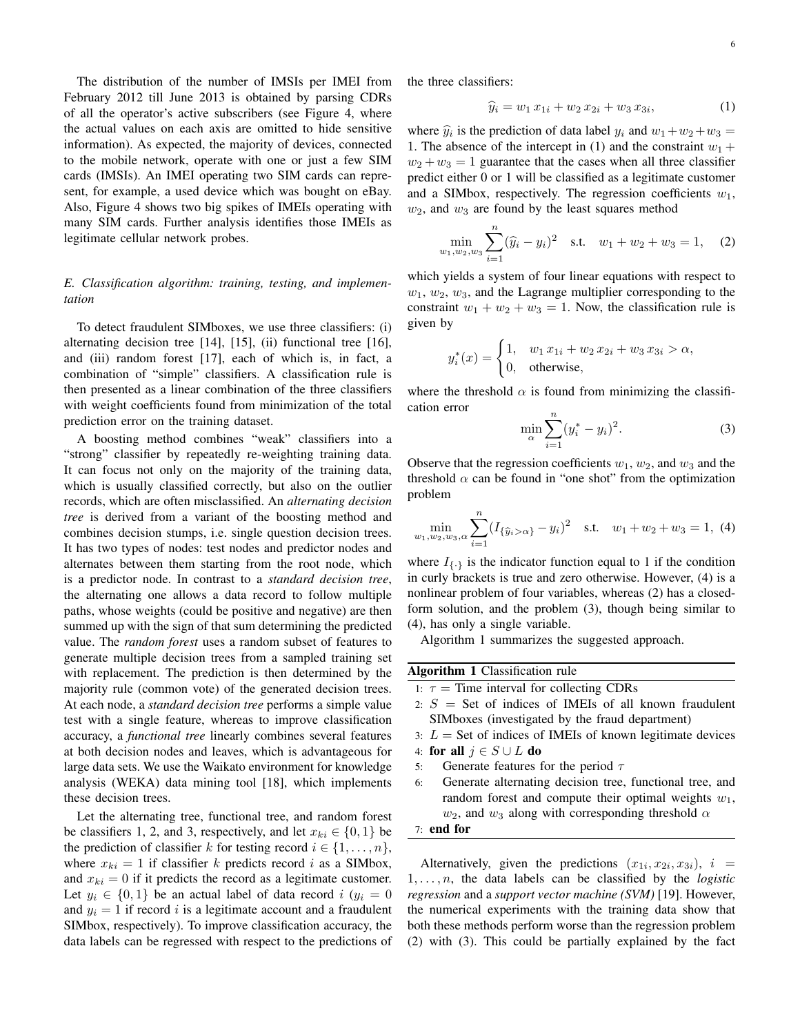The distribution of the number of IMSIs per IMEI from February 2012 till June 2013 is obtained by parsing CDRs of all the operator's active subscribers (see Figure 4, where the actual values on each axis are omitted to hide sensitive information). As expected, the majority of devices, connected to the mobile network, operate with one or just a few SIM cards (IMSIs). An IMEI operating two SIM cards can represent, for example, a used device which was bought on eBay. Also, Figure 4 shows two big spikes of IMEIs operating with many SIM cards. Further analysis identifies those IMEIs as legitimate cellular network probes.

### *E. Classification algorithm: training, testing, and implementation*

To detect fraudulent SIMboxes, we use three classifiers: (i) alternating decision tree [14], [15], (ii) functional tree [16], and (iii) random forest [17], each of which is, in fact, a combination of "simple" classifiers. A classification rule is then presented as a linear combination of the three classifiers with weight coefficients found from minimization of the total prediction error on the training dataset.

A boosting method combines "weak" classifiers into a "strong" classifier by repeatedly re-weighting training data. It can focus not only on the majority of the training data, which is usually classified correctly, but also on the outlier records, which are often misclassified. An *alternating decision tree* is derived from a variant of the boosting method and combines decision stumps, i.e. single question decision trees. It has two types of nodes: test nodes and predictor nodes and alternates between them starting from the root node, which is a predictor node. In contrast to a *standard decision tree*, the alternating one allows a data record to follow multiple paths, whose weights (could be positive and negative) are then summed up with the sign of that sum determining the predicted value. The *random forest* uses a random subset of features to generate multiple decision trees from a sampled training set with replacement. The prediction is then determined by the majority rule (common vote) of the generated decision trees. At each node, a *standard decision tree* performs a simple value test with a single feature, whereas to improve classification accuracy, a *functional tree* linearly combines several features at both decision nodes and leaves, which is advantageous for large data sets. We use the Waikato environment for knowledge analysis (WEKA) data mining tool [18], which implements these decision trees.

Let the alternating tree, functional tree, and random forest be classifiers 1, 2, and 3, respectively, and let $x_{ki} \in \{0, 1\}$ be the prediction of classifier $k$ for testing record $i \in \{1, \ldots, n\}$, where $x_{ki} = 1$ if classifier $k$ predicts record $i$ as a SIMbox, and $x_{ki} = 0$ if it predicts the record as a legitimate customer. Let $y_i \in \{0, 1\}$ be an actual label of data record $i$ ($y_i = 0$ and $y_i = 1$ if record $i$ is a legitimate account and a fraudulent SIMbox, respectively). To improve classification accuracy, the data labels can be regressed with respect to the predictions of the three classifiers:

$$\widehat{y}_i = w_1\, x_{1i} + w_2\, x_{2i} + w_3\, x_{3i}, \tag{1}$$

where $\widehat{y}_i$ is the prediction of data label $y_i$ and $w_1+w_2+w_3 = 1$. The absence of the intercept in (1) and the constraint $w_1 + w_2 + w_3 = 1$ guarantee that the cases when all three classifier predict either 0 or 1 will be classified as a legitimate customer and a SIMbox, respectively. The regression coefficients $w_1$, $w_2$, and $w_3$ are found by the least squares method

$$\min_{w_1,w_2,w_3} \sum_{i=1}^{n} (\widehat{y}_i - y_i)^2 \quad \text{s.t.} \quad w_1 + w_2 + w_3 = 1, \tag{2}$$

which yields a system of four linear equations with respect to $w_1$, $w_2$, $w_3$, and the Lagrange multiplier corresponding to the constraint $w_1 + w_2 + w_3 = 1$. Now, the classification rule is given by

$$y_i^*(x) = \begin{cases} 1, & w_1\, x_{1i} + w_2\, x_{2i} + w_3\, x_{3i} > \alpha, \\ 0, & \text{otherwise}, \end{cases}$$

where the threshold $\alpha$ is found from minimizing the classification error

$$\min_{\alpha} \sum_{i=1}^{n} (y_i^* - y_i)^2. \tag{3}$$

Observe that the regression coefficients $w_1$, $w_2$, and $w_3$ and the threshold $\alpha$ can be found in "one shot" from the optimization problem

$$\min_{w_1,w_2,w_3,\alpha} \sum_{i=1}^{n} (I_{\{\widehat{y}_i > \alpha\}} - y_i)^2 \quad \text{s.t.} \quad w_1 + w_2 + w_3 = 1, \tag{4}$$

where $I_{\{\cdot\}}$ is the indicator function equal to 1 if the condition in curly brackets is true and zero otherwise. However, (4) is a nonlinear problem of four variables, whereas (2) has a closed-form solution, and the problem (3), though being similar to (4), has only a single variable.

Algorithm 1 summarizes the suggested approach.

**Algorithm 1** Classification rule

```
1: τ = Time interval for collecting CDRs
2: S = Set of indices of IMEIs of all known fraudulent
   SIMboxes (investigated by the fraud department)
3: L = Set of indices of IMEIs of known legitimate devices
4: for all j ∈ S ∪ L do
5:     Generate features for the period τ
6:     Generate alternating decision tree, functional tree, and
       random forest and compute their optimal weights w1,
       w2, and w3 along with corresponding threshold α
7: end for
```

Alternatively, given the predictions $(x_{1i}, x_{2i}, x_{3i})$, $i = 1, \ldots, n$, the data labels can be classified by the *logistic regression* and a *support vector machine (SVM)* [19]. However, the numerical experiments with the training data show that both these methods perform worse than the regression problem (2) with (3). This could be partially explained by the fact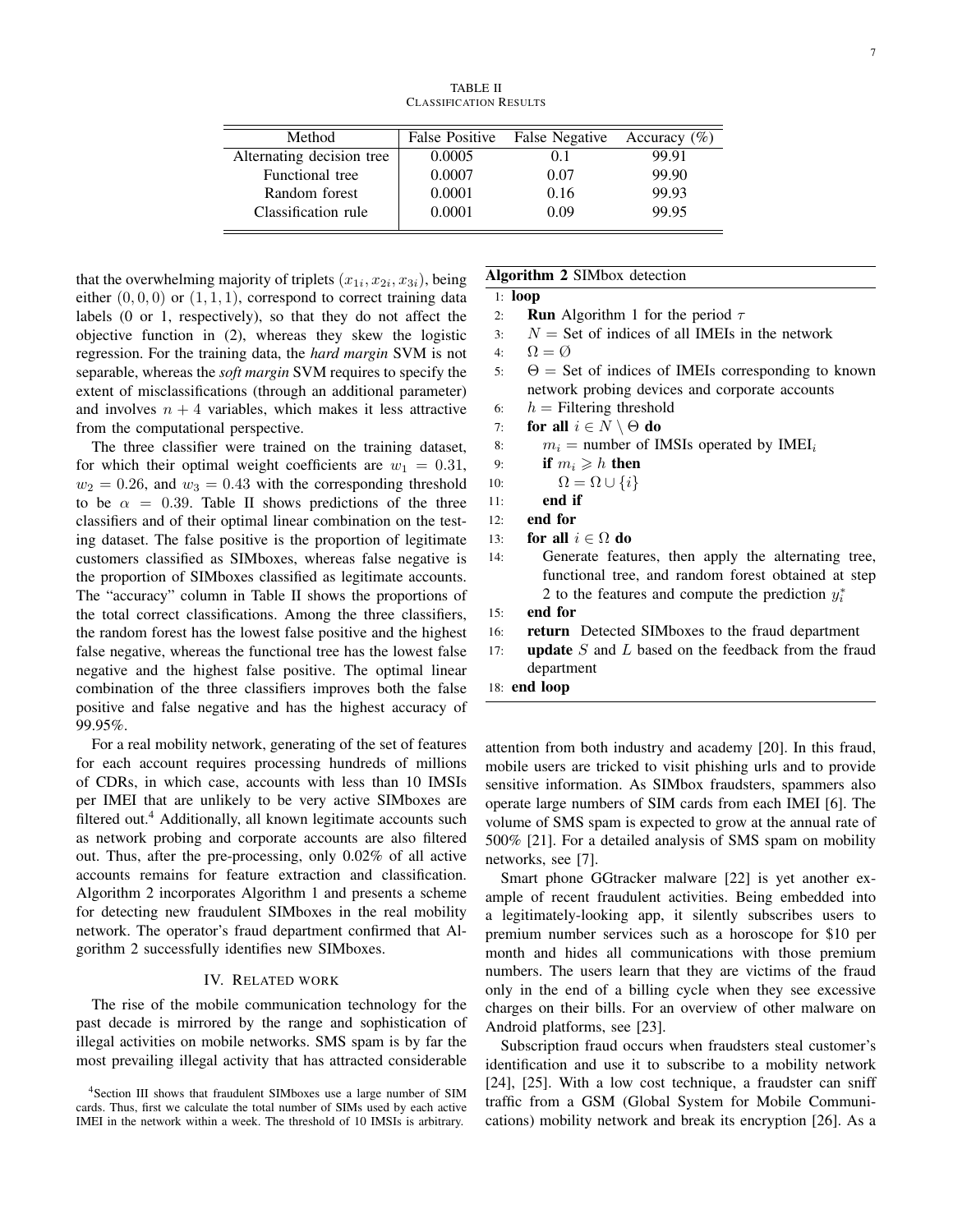TABLE II
CLASSIFICATION RESULTS

| Method | False Positive | False Negative | Accuracy (%) |
|---|---|---|---|
| Alternating decision tree | 0.0005 | 0.1 | 99.91 |
| Functional tree | 0.0007 | 0.07 | 99.90 |
| Random forest | 0.0001 | 0.16 | 99.93 |
| Classification rule | 0.0001 | 0.09 | 99.95 |

that the overwhelming majority of triplets $(x_{1i}, x_{2i}, x_{3i})$, being either $(0, 0, 0)$ or $(1, 1, 1)$, correspond to correct training data labels (0 or 1, respectively), so that they do not affect the objective function in (2), whereas they skew the logistic regression. For the training data, the *hard margin* SVM is not separable, whereas the *soft margin* SVM requires to specify the extent of misclassifications (through an additional parameter) and involves $n + 4$ variables, which makes it less attractive from the computational perspective.

The three classifier were trained on the training dataset, for which their optimal weight coefficients are $w_1 = 0.31$, $w_2 = 0.26$, and $w_3 = 0.43$ with the corresponding threshold to be $\alpha = 0.39$. Table II shows predictions of the three classifiers and of their optimal linear combination on the testing dataset. The false positive is the proportion of legitimate customers classified as SIMboxes, whereas false negative is the proportion of SIMboxes classified as legitimate accounts. The "accuracy" column in Table II shows the proportions of the total correct classifications. Among the three classifiers, the random forest has the lowest false positive and the highest false negative, whereas the functional tree has the lowest false negative and the highest false positive. The optimal linear combination of the three classifiers improves both the false positive and false negative and has the highest accuracy of 99.95%.

For a real mobility network, generating of the set of features for each account requires processing hundreds of millions of CDRs, in which case, accounts with less than 10 IMSIs per IMEI that are unlikely to be very active SIMboxes are filtered out.[4] Additionally, all known legitimate accounts such as network probing and corporate accounts are also filtered out. Thus, after the pre-processing, only 0.02% of all active accounts remains for feature extraction and classification. Algorithm 2 incorporates Algorithm 1 and presents a scheme for detecting new fraudulent SIMboxes in the real mobility network. The operator's fraud department confirmed that Algorithm 2 successfully identifies new SIMboxes.

**Algorithm 2** SIMbox detection

```
1:  loop
2:    Run Algorithm 1 for the period τ
3:    N = Set of indices of all IMEIs in the network
4:    Ω = ∅
5:    Θ = Set of indices of IMEIs corresponding to known
      network probing devices and corporate accounts
6:    h = Filtering threshold
7:    for all i ∈ N \ Θ do
8:      m_i = number of IMSIs operated by IMEI_i
9:      if m_i ⩾ h then
10:       Ω = Ω ∪ {i}
11:     end if
12:   end for
13:   for all i ∈ Ω do
14:     Generate features, then apply the alternating tree,
        functional tree, and random forest obtained at step
        2 to the features and compute the prediction y_i^*
15:   end for
16:   return Detected SIMboxes to the fraud department
17:   update S and L based on the feedback from the fraud
      department
18: end loop
```

## IV. RELATED WORK

The rise of the mobile communication technology for the past decade is mirrored by the range and sophistication of illegal activities on mobile networks. SMS spam is by far the most prevailing illegal activity that has attracted considerable attention from both industry and academy [20]. In this fraud, mobile users are tricked to visit phishing urls and to provide sensitive information. As SIMbox fraudsters, spammers also operate large numbers of SIM cards from each IMEI [6]. The volume of SMS spam is expected to grow at the annual rate of 500% [21]. For a detailed analysis of SMS spam on mobility networks, see [7].

Smart phone GGtracker malware [22] is yet another example of recent fraudulent activities. Being embedded into a legitimately-looking app, it silently subscribes users to premium number services such as a horoscope for $10 per month and hides all communications with those premium numbers. The users learn that they are victims of the fraud only in the end of a billing cycle when they see excessive charges on their bills. For an overview of other malware on Android platforms, see [23].

Subscription fraud occurs when fraudsters steal customer's identification and use it to subscribe to a mobility network [24], [25]. With a low cost technique, a fraudster can sniff traffic from a GSM (Global System for Mobile Communications) mobility network and break its encryption [26]. As a

[4]Section III shows that fraudulent SIMboxes use a large number of SIM cards. Thus, first we calculate the total number of SIMs used by each active IMEI in the network within a week. The threshold of 10 IMSIs is arbitrary.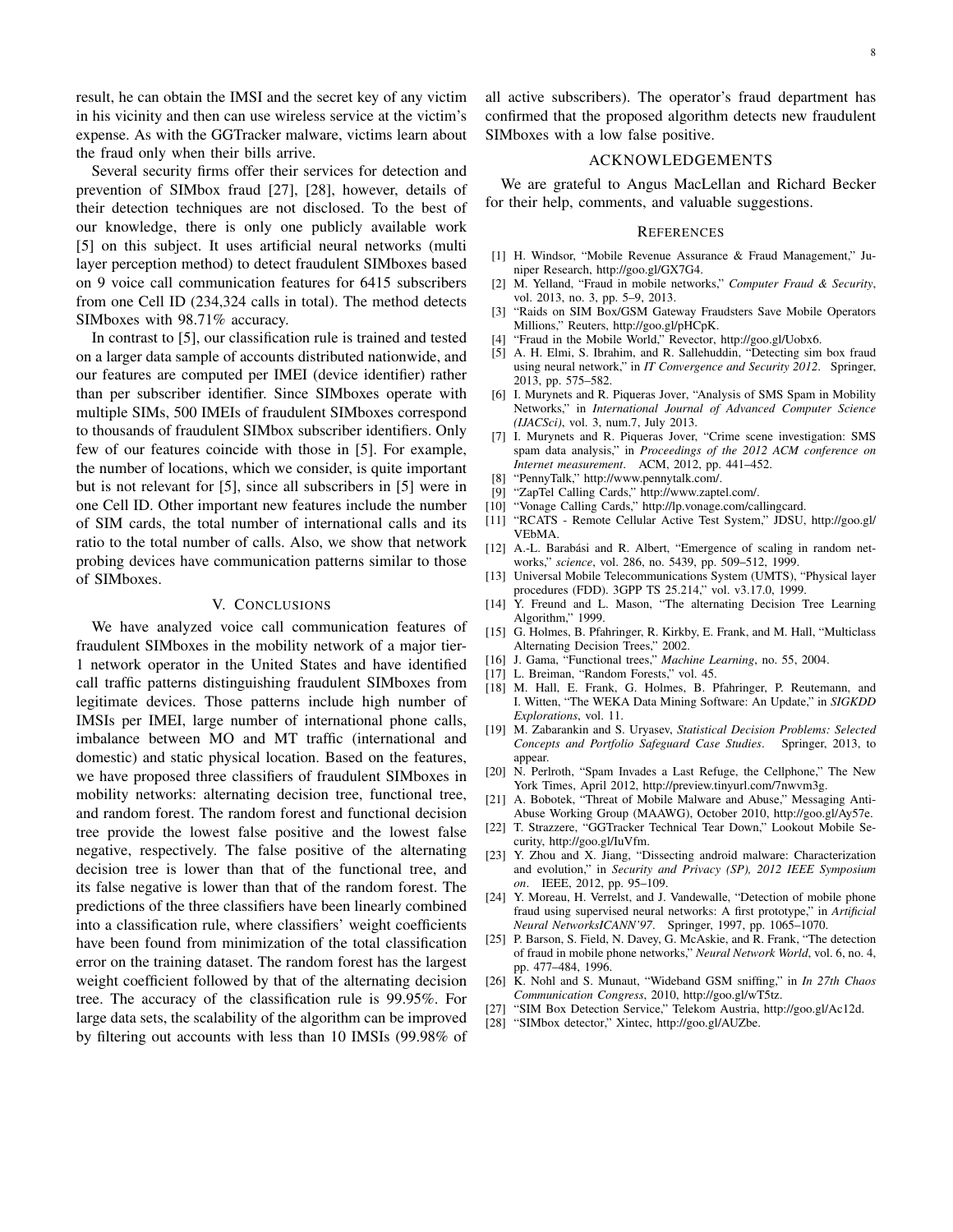result, he can obtain the IMSI and the secret key of any victim in his vicinity and then can use wireless service at the victim's expense. As with the GGTracker malware, victims learn about the fraud only when their bills arrive.

Several security firms offer their services for detection and prevention of SIMbox fraud [27], [28], however, details of their detection techniques are not disclosed. To the best of our knowledge, there is only one publicly available work [5] on this subject. It uses artificial neural networks (multi layer perception method) to detect fraudulent SIMboxes based on 9 voice call communication features for 6415 subscribers from one Cell ID (234,324 calls in total). The method detects SIMboxes with 98.71% accuracy.

In contrast to [5], our classification rule is trained and tested on a larger data sample of accounts distributed nationwide, and our features are computed per IMEI (device identifier) rather than per subscriber identifier. Since SIMboxes operate with multiple SIMs, 500 IMEIs of fraudulent SIMboxes correspond to thousands of fraudulent SIMbox subscriber identifiers. Only few of our features coincide with those in [5]. For example, the number of locations, which we consider, is quite important but is not relevant for [5], since all subscribers in [5] were in one Cell ID. Other important new features include the number of SIM cards, the total number of international calls and its ratio to the total number of calls. Also, we show that network probing devices have communication patterns similar to those of SIMboxes.

## V. Conclusions

We have analyzed voice call communication features of fraudulent SIMboxes in the mobility network of a major tier-1 network operator in the United States and have identified call traffic patterns distinguishing fraudulent SIMboxes from legitimate devices. Those patterns include high number of IMSIs per IMEI, large number of international phone calls, imbalance between MO and MT traffic (international and domestic) and static physical location. Based on the features, we have proposed three classifiers of fraudulent SIMboxes in mobility networks: alternating decision tree, functional tree, and random forest. The random forest and functional decision tree provide the lowest false positive and the lowest false negative, respectively. The false positive of the alternating decision tree is lower than that of the functional tree, and its false negative is lower than that of the random forest. The predictions of the three classifiers have been linearly combined into a classification rule, where classifiers' weight coefficients have been found from minimization of the total classification error on the training dataset. The random forest has the largest weight coefficient followed by that of the alternating decision tree. The accuracy of the classification rule is 99.95%. For large data sets, the scalability of the algorithm can be improved by filtering out accounts with less than 10 IMSIs (99.98% of all active subscribers). The operator's fraud department has confirmed that the proposed algorithm detects new fraudulent SIMboxes with a low false positive.

## Acknowledgements

We are grateful to Angus MacLellan and Richard Becker for their help, comments, and valuable suggestions.

## References

[1] H. Windsor, "Mobile Revenue Assurance & Fraud Management," Juniper Research, http://goo.gl/GX7G4.

[2] M. Yelland, "Fraud in mobile networks," *Computer Fraud & Security*, vol. 2013, no. 3, pp. 5–9, 2013.

[3] "Raids on SIM Box/GSM Gateway Fraudsters Save Mobile Operators Millions," Reuters, http://goo.gl/pHCpK.

[4] "Fraud in the Mobile World," Revector, http://goo.gl/Uobx6.

[5] A. H. Elmi, S. Ibrahim, and R. Sallehuddin, "Detecting sim box fraud using neural network," in *IT Convergence and Security 2012*. Springer, 2013, pp. 575–582.

[6] I. Murynets and R. Piqueras Jover, "Analysis of SMS Spam in Mobility Networks," in *International Journal of Advanced Computer Science (IJACSci)*, vol. 3, num.7, July 2013.

[7] I. Murynets and R. Piqueras Jover, "Crime scene investigation: SMS spam data analysis," in *Proceedings of the 2012 ACM conference on Internet measurement*. ACM, 2012, pp. 441–452.

[8] "PennyTalk," http://www.pennytalk.com/.

[9] "ZapTel Calling Cards," http://www.zaptel.com/.

[10] "Vonage Calling Cards," http://lp.vonage.com/callingcard.

[11] "RCATS - Remote Cellular Active Test System," JDSU, http://goo.gl/VEbMA.

[12] A.-L. Barabási and R. Albert, "Emergence of scaling in random networks," *science*, vol. 286, no. 5439, pp. 509–512, 1999.

[13] Universal Mobile Telecommunications System (UMTS), "Physical layer procedures (FDD). 3GPP TS 25.214," vol. v3.17.0, 1999.

[14] Y. Freund and L. Mason, "The alternating Decision Tree Learning Algorithm," 1999.

[15] G. Holmes, B. Pfahringer, R. Kirkby, E. Frank, and M. Hall, "Multiclass Alternating Decision Trees," 2002.

[16] J. Gama, "Functional trees," *Machine Learning*, no. 55, 2004.

[17] L. Breiman, "Random Forests," vol. 45.

[18] M. Hall, E. Frank, G. Holmes, B. Pfahringer, P. Reutemann, and I. Witten, "The WEKA Data Mining Software: An Update," in *SIGKDD Explorations*, vol. 11.

[19] M. Zabarankin and S. Uryasev, *Statistical Decision Problems: Selected Concepts and Portfolio Safeguard Case Studies*. Springer, 2013, to appear.

[20] N. Perlroth, "Spam Invades a Last Refuge, the Cellphone," The New York Times, April 2012, http://preview.tinyurl.com/7nwvm3g.

[21] A. Bobotek, "Threat of Mobile Malware and Abuse," Messaging Anti-Abuse Working Group (MAAWG), October 2010, http://goo.gl/Ay57e.

[22] T. Strazzere, "GGTracker Technical Tear Down," Lookout Mobile Security, http://goo.gl/IuVfm.

[23] Y. Zhou and X. Jiang, "Dissecting android malware: Characterization and evolution," in *Security and Privacy (SP), 2012 IEEE Symposium on*. IEEE, 2012, pp. 95–109.

[24] Y. Moreau, H. Verrelst, and J. Vandewalle, "Detection of mobile phone fraud using supervised neural networks: A first prototype," in *Artificial Neural NetworksICANN'97*. Springer, 1997, pp. 1065–1070.

[25] P. Barson, S. Field, N. Davey, G. McAskie, and R. Frank, "The detection of fraud in mobile phone networks," *Neural Network World*, vol. 6, no. 4, pp. 477–484, 1996.

[26] K. Nohl and S. Munaut, "Wideband GSM sniffing," in *In 27th Chaos Communication Congress*, 2010, http://goo.gl/wT5tz.

[27] "SIM Box Detection Service," Telekom Austria, http://goo.gl/Ac12d.

[28] "SIMbox detector," Xintec, http://goo.gl/AUZbe.